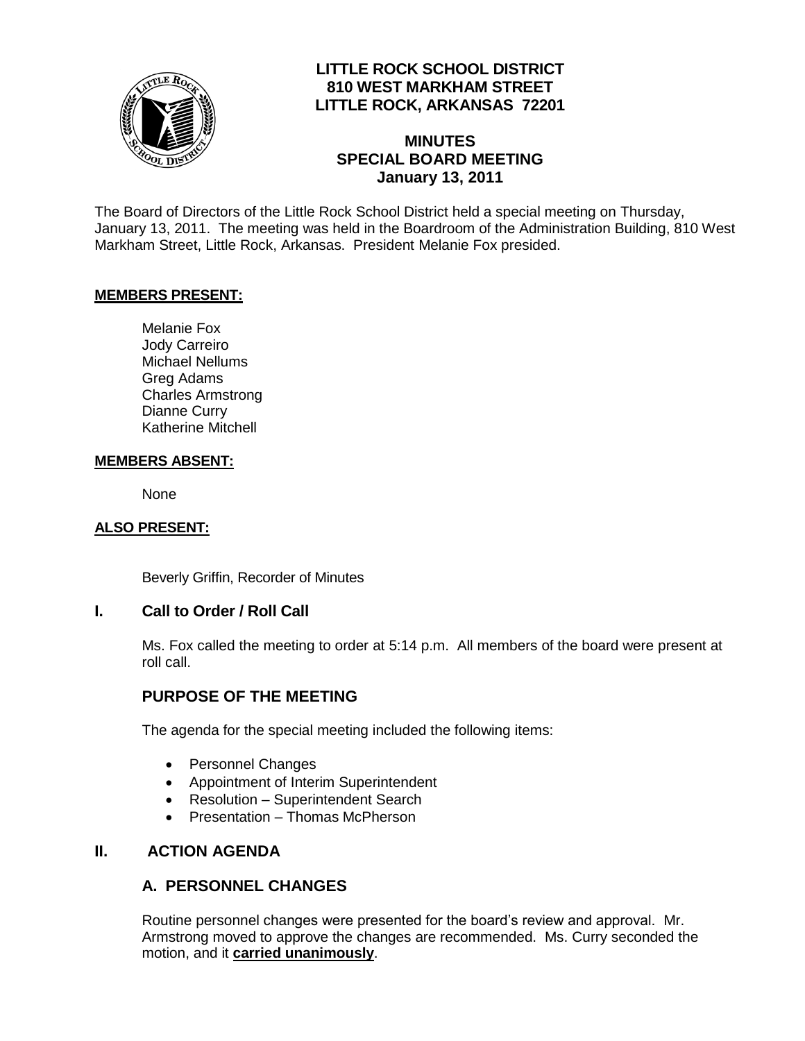# LITTLE ROCK SCHOOL DISTRICT
**810 WEST MARKHAM STREET**
**LITTLE ROCK, ARKANSAS 72201**

## MINUTES
## SPECIAL BOARD MEETING
## January 13, 2011

The Board of Directors of the Little Rock School District held a special meeting on Thursday, January 13, 2011. The meeting was held in the Boardroom of the Administration Building, 810 West Markham Street, Little Rock, Arkansas. President Melanie Fox presided.

**MEMBERS PRESENT:**

Melanie Fox
Jody Carreiro
Michael Nellums
Greg Adams
Charles Armstrong
Dianne Curry
Katherine Mitchell

**MEMBERS ABSENT:**

None

**ALSO PRESENT:**

Beverly Griffin, Recorder of Minutes

## I. Call to Order / Roll Call

Ms. Fox called the meeting to order at 5:14 p.m. All members of the board were present at roll call.

### PURPOSE OF THE MEETING

The agenda for the special meeting included the following items:

- Personnel Changes
- Appointment of Interim Superintendent
- Resolution – Superintendent Search
- Presentation – Thomas McPherson

## II. ACTION AGENDA

### A. PERSONNEL CHANGES

Routine personnel changes were presented for the board's review and approval. Mr. Armstrong moved to approve the changes are recommended. Ms. Curry seconded the motion, and it **carried unanimously**.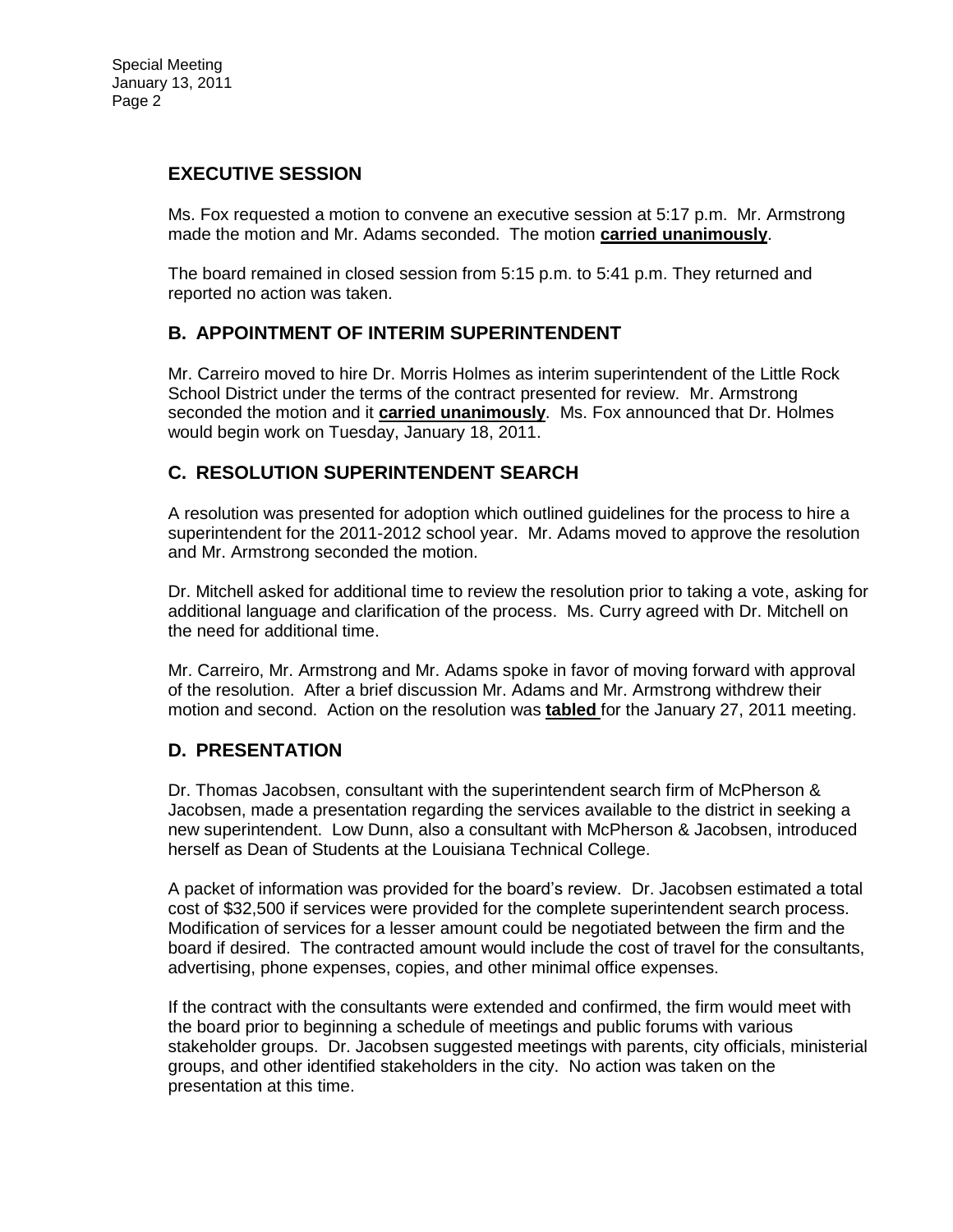## EXECUTIVE SESSION

Ms. Fox requested a motion to convene an executive session at 5:17 p.m. Mr. Armstrong made the motion and Mr. Adams seconded. The motion **carried unanimously**.

The board remained in closed session from 5:15 p.m. to 5:41 p.m. They returned and reported no action was taken.

## B. APPOINTMENT OF INTERIM SUPERINTENDENT

Mr. Carreiro moved to hire Dr. Morris Holmes as interim superintendent of the Little Rock School District under the terms of the contract presented for review. Mr. Armstrong seconded the motion and it **carried unanimously**. Ms. Fox announced that Dr. Holmes would begin work on Tuesday, January 18, 2011.

## C. RESOLUTION SUPERINTENDENT SEARCH

A resolution was presented for adoption which outlined guidelines for the process to hire a superintendent for the 2011-2012 school year. Mr. Adams moved to approve the resolution and Mr. Armstrong seconded the motion.

Dr. Mitchell asked for additional time to review the resolution prior to taking a vote, asking for additional language and clarification of the process. Ms. Curry agreed with Dr. Mitchell on the need for additional time.

Mr. Carreiro, Mr. Armstrong and Mr. Adams spoke in favor of moving forward with approval of the resolution. After a brief discussion Mr. Adams and Mr. Armstrong withdrew their motion and second. Action on the resolution was **tabled** for the January 27, 2011 meeting.

## D. PRESENTATION

Dr. Thomas Jacobsen, consultant with the superintendent search firm of McPherson & Jacobsen, made a presentation regarding the services available to the district in seeking a new superintendent. Low Dunn, also a consultant with McPherson & Jacobsen, introduced herself as Dean of Students at the Louisiana Technical College.

A packet of information was provided for the board's review. Dr. Jacobsen estimated a total cost of $32,500 if services were provided for the complete superintendent search process. Modification of services for a lesser amount could be negotiated between the firm and the board if desired. The contracted amount would include the cost of travel for the consultants, advertising, phone expenses, copies, and other minimal office expenses.

If the contract with the consultants were extended and confirmed, the firm would meet with the board prior to beginning a schedule of meetings and public forums with various stakeholder groups. Dr. Jacobsen suggested meetings with parents, city officials, ministerial groups, and other identified stakeholders in the city. No action was taken on the presentation at this time.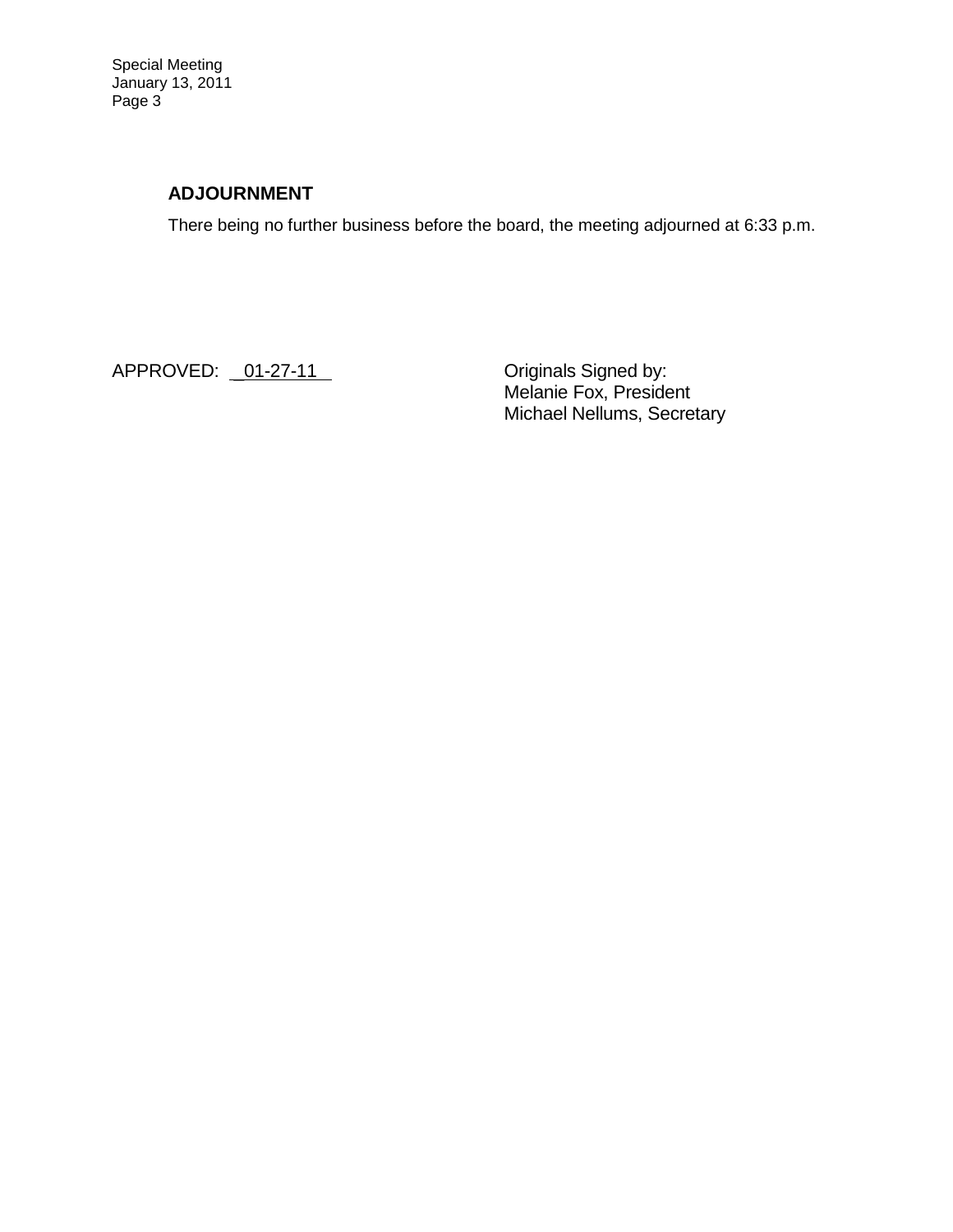## ADJOURNMENT

There being no further business before the board, the meeting adjourned at 6:33 p.m.

APPROVED: _01-27-11_

Originals Signed by:
Melanie Fox, President
Michael Nellums, Secretary